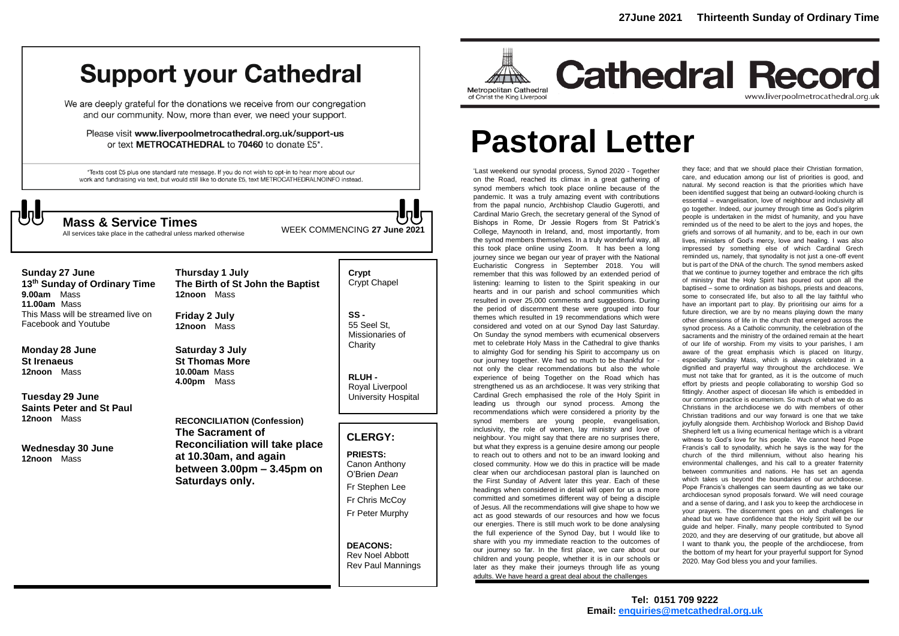**27June 2021 Thirteenth Sunday of Ordinary Time**

# Support your Cathedral

We are deeply grateful for the donations we receive from our congregation and our community. Now, more than ever, we need your support.

Please visit **www.liverpoolmetrocathedral.org.uk/support-us** or text **METROCATHEDRAL** to **70460** to donate £5*.

*Texts cost £5 plus one standard rate message. If you do not wish to opt-in to hear more about our work and fundraising via text, but would still like to donate £5, text METROCATHEDRALNOINFO instead.

## Mass & Service Times

All services take place in the cathedral unless marked otherwise

WEEK COMMENCING **27 June 2021**

**Sunday 27 June**
**13th Sunday of Ordinary Time**
**9.00am** Mass
**11.00am** Mass
This Mass will be streamed live on Facebook and Youtube

**Monday 28 June**
**St Irenaeus**
**12noon** Mass

**Tuesday 29 June**
**Saints Peter and St Paul**
**12noon** Mass

**Wednesday 30 June**
**12noon** Mass

**Thursday 1 July**
**The Birth of St John the Baptist**
**12noon** Mass

**Friday 2 July**
**12noon** Mass

**Saturday 3 July**
**St Thomas More**
**10.00am** Mass
**4.00pm** Mass

**RECONCILIATION (Confession)**
**The Sacrament of Reconciliation will take place at 10.30am, and again between 3.00pm – 3.45pm on Saturdays only.**

**Crypt**
Crypt Chapel

**SS -**
55 Seel St, Missionaries of Charity

**RLUH -**
Royal Liverpool University Hospital

## CLERGY:

**PRIESTS:**
Canon Anthony O'Brien *Dean*
Fr Stephen Lee
Fr Chris McCoy
Fr Peter Murphy

**DEACONS:**
Rev Noel Abbott
Rev Paul Mannings

Metropolitan Cathedral of Christ the King Liverpool

# Cathedral Record

www.liverpoolmetrocathedral.org.uk

# Pastoral Letter

'Last weekend our synodal process, Synod 2020 - Together on the Road, reached its climax in a great gathering of synod members which took place online because of the pandemic. It was a truly amazing event with contributions from the papal nuncio, Archbishop Claudio Gugerotti, and Cardinal Mario Grech, the secretary general of the Synod of Bishops in Rome, Dr Jessie Rogers from St Patrick's College, Maynooth in Ireland, and, most importantly, from the synod members themselves. In a truly wonderful way, all this took place online using Zoom. It has been a long journey since we began our year of prayer with the National Eucharistic Congress in September 2018. You will remember that this was followed by an extended period of listening: learning to listen to the Spirit speaking in our hearts and in our parish and school communities which resulted in over 25,000 comments and suggestions. During the period of discernment these were grouped into four themes which resulted in 19 recommendations which were considered and voted on at our Synod Day last Saturday. On Sunday the synod members with ecumenical observers met to celebrate Holy Mass in the Cathedral to give thanks to almighty God for sending his Spirit to accompany us on our journey together. We had so much to be thankful for - not only the clear recommendations but also the whole experience of being Together on the Road which has strengthened us as an archdiocese. It was very striking that Cardinal Grech emphasised the role of the Holy Spirit in leading us through our synod process. Among the recommendations which were considered a priority by the synod members are young people, evangelisation, inclusivity, the role of women, lay ministry and love of neighbour. You might say that there are no surprises there, but what they express is a genuine desire among our people to reach out to others and not to be an inward looking and closed community. How we do this in practice will be made clear when our archdiocesan pastoral plan is launched on the First Sunday of Advent later this year. Each of these headings when considered in detail will open for us a more committed and sometimes different way of being a disciple of Jesus. All the recommendations will give shape to how we act as good stewards of our resources and how we focus our energies. There is still much work to be done analysing the full experience of the Synod Day, but I would like to share with you my immediate reaction to the outcomes of our journey so far. In the first place, we care about our children and young people, whether it is in our schools or later as they make their journeys through life as young adults. We have heard a great deal about the challenges they face; and that we should place their Christian formation, care, and education among our list of priorities is good, and natural. My second reaction is that the priorities which have been identified suggest that being an outward-looking church is essential – evangelisation, love of neighbour and inclusivity all go together. Indeed, our journey through time as God's pilgrim people is undertaken in the midst of humanity, and you have reminded us of the need to be alert to the joys and hopes, the griefs and sorrows of all humanity, and to be, each in our own lives, ministers of God's mercy, love and healing. I was also impressed by something else of which Cardinal Grech reminded us, namely, that synodality is not just a one-off event but is part of the DNA of the church. The synod members asked that we continue to journey together and embrace the rich gifts of ministry that the Holy Spirit has poured out upon all the baptised – some to ordination as bishops, priests and deacons, some to consecrated life, but also to all the lay faithful who have an important part to play. By prioritising our aims for a future direction, we are by no means playing down the many other dimensions of life in the church that emerged across the synod process. As a Catholic community, the celebration of the sacraments and the ministry of the ordained remain at the heart of our life of worship. From my visits to your parishes, I am aware of the great emphasis which is placed on liturgy, especially Sunday Mass, which is always celebrated in a dignified and prayerful way throughout the archdiocese. We must not take that for granted, as it is the outcome of much effort by priests and people collaborating to worship God so fittingly. Another aspect of diocesan life which is embedded in our common practice is ecumenism. So much of what we do as Christians in the archdiocese we do with members of other Christian traditions and our way forward is one that we take joyfully alongside them. Archbishop Worlock and Bishop David Shepherd left us a living ecumenical heritage which is a vibrant witness to God's love for his people. We cannot heed Pope Francis's call to synodality, which he says is the way for the church of the third millennium, without also hearing his environmental challenges, and his call to a greater fraternity between communities and nations. He has set an agenda which takes us beyond the boundaries of our archdiocese. Pope Francis's challenges can seem daunting as we take our archdiocesan synod proposals forward. We will need courage and a sense of daring, and I ask you to keep the archdiocese in your prayers. The discernment goes on and challenges lie ahead but we have confidence that the Holy Spirit will be our guide and helper. Finally, many people contributed to Synod 2020, and they are deserving of our gratitude, but above all I want to thank you, the people of the archdiocese, from the bottom of my heart for your prayerful support for Synod 2020. May God bless you and your families.

**Tel: 0151 709 9222**
**Email: enquiries@metcathedral.org.uk**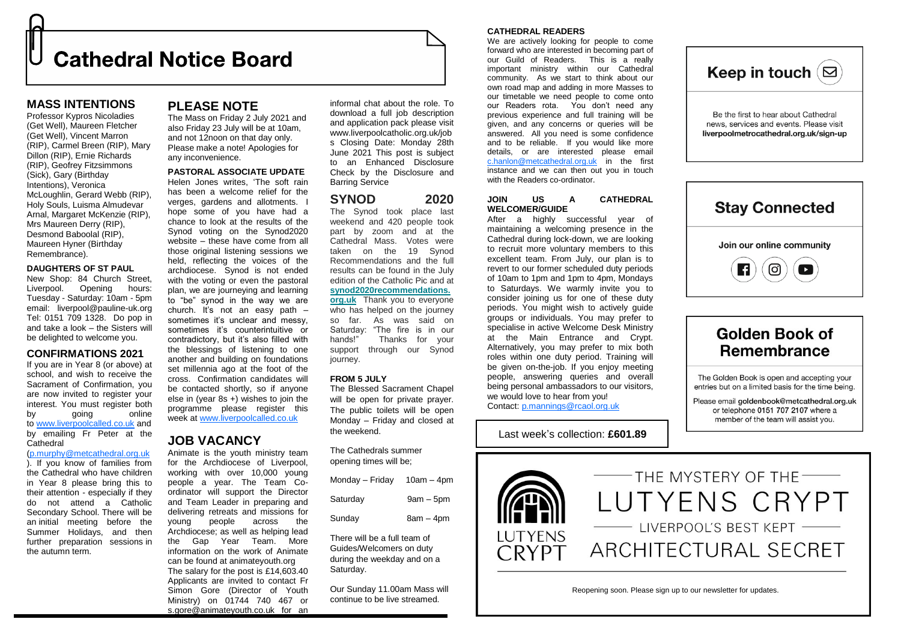# Cathedral Notice Board

## MASS INTENTIONS

Professor Kypros Nicoladies (Get Well), Maureen Fletcher (Get Well), Vincent Marron (RIP), Carmel Breen (RIP), Mary Dillon (RIP), Ernie Richards (RIP), Geofrey Fitzsimmons (Sick), Gary (Birthday Intentions), Veronica McLoughlin, Gerard Webb (RIP), Holy Souls, Luisma Almudevar Arnal, Margaret McKenzie (RIP), Mrs Maureen Derry (RIP), Desmond Baboolal (RIP), Maureen Hyner (Birthday Remembrance).

### DAUGHTERS OF ST PAUL

New Shop: 84 Church Street, Liverpool. Opening hours: Tuesday - Saturday: 10am - 5pm email: liverpool@pauline-uk.org Tel: 0151 709 1328. Do pop in and take a look – the Sisters will be delighted to welcome you.

## CONFIRMATIONS 2021

If you are in Year 8 (or above) at school, and wish to receive the Sacrament of Confirmation, you are now invited to register your interest. You must register both by going online to www.liverpoolcalled.co.uk and by emailing Fr Peter at the Cathedral (p.murphy@metcathedral.org.uk). If you know of families from the Cathedral who have children in Year 8 please bring this to their attention - especially if they do not attend a Catholic Secondary School. There will be an initial meeting before the Summer Holidays, and then further preparation sessions in the autumn term.

## PLEASE NOTE

The Mass on Friday 2 July 2021 and also Friday 23 July will be at 10am, and not 12noon on that day only. Please make a note! Apologies for any inconvenience.

### PASTORAL ASSOCIATE UPDATE

Helen Jones writes, 'The soft rain has been a welcome relief for the verges, gardens and allotments. I hope some of you have had a chance to look at the results of the Synod voting on the Synod2020 website – these have come from all those original listening sessions we held, reflecting the voices of the archdiocese. Synod is not ended with the voting or even the pastoral plan, we are journeying and learning to "be" synod in the way we are church. It's not an easy path – sometimes it's unclear and messy, sometimes it's counterintuitive or contradictory, but it's also filled with the blessings of listening to one another and building on foundations set millennia ago at the foot of the cross. Confirmation candidates will be contacted shortly, so if anyone else in (year 8s +) wishes to join the programme please register this week at www.liverpoolcalled.co.uk

## JOB VACANCY

Animate is the youth ministry team for the Archdiocese of Liverpool, working with over 10,000 young people a year. The Team Co-ordinator will support the Director and Team Leader in preparing and delivering retreats and missions for young people across the Archdiocese; as well as helping lead the Gap Year Team. More information on the work of Animate can be found at animateyouth.org The salary for the post is £14,603.40 Applicants are invited to contact Fr Simon Gore (Director of Youth Ministry) on 01744 740 467 or s.gore@animateyouth.co.uk for an informal chat about the role. To download a full job description and application pack please visit www.liverpoolcatholic.org.uk/jobs Closing Date: Monday 28th June 2021 This post is subject to an Enhanced Disclosure Check by the Disclosure and Barring Service

## SYNOD 2020

The Synod took place last weekend and 420 people took part by zoom and at the Cathedral Mass. Votes were taken on the 19 Synod Recommendations and the full results can be found in the July edition of the Catholic Pic and at **synod2020recommendations.org.uk** Thank you to everyone who has helped on the journey so far. As was said on Saturday: "The fire is in our hands!" Thanks for your support through our Synod journey.

### FROM 5 JULY

The Blessed Sacrament Chapel will be open for private prayer. The public toilets will be open Monday – Friday and closed at the weekend.

The Cathedrals summer opening times will be;

| | |
|---|---|
| Monday – Friday | 10am – 4pm |
| Saturday | 9am – 5pm |
| Sunday | 8am – 4pm |

There will be a full team of Guides/Welcomers on duty during the weekday and on a Saturday.

Our Sunday 11.00am Mass will continue to be live streamed.

### CATHEDRAL READERS

We are actively looking for people to come forward who are interested in becoming part of our Guild of Readers. This is a really important ministry within our Cathedral community. As we start to think about our own road map and adding in more Masses to our timetable we need people to come onto our Readers rota. You don't need any previous experience and full training will be given, and any concerns or queries will be answered. All you need is some confidence and to be reliable. If you would like more details, or are interested please email c.hanlon@metcathedral.org.uk in the first instance and we can then out you in touch with the Readers co-ordinator.

### JOIN US A CATHEDRAL WELCOMER/GUIDE

After a highly successful year of maintaining a welcoming presence in the Cathedral during lock-down, we are looking to recruit more voluntary members to this excellent team. From July, our plan is to revert to our former scheduled duty periods of 10am to 1pm and 1pm to 4pm, Mondays to Saturdays. We warmly invite you to consider joining us for one of these duty periods. You might wish to actively guide groups or individuals. You may prefer to specialise in active Welcome Desk Ministry at the Main Entrance and Crypt. Alternatively, you may prefer to mix both roles within one duty period. Training will be given on-the-job. If you enjoy meeting people, answering queries and overall being personal ambassadors to our visitors, we would love to hear from you!
Contact: p.mannings@rcaol.org.uk

Last week's collection: **£601.89**

## Keep in touch

Be the first to hear about Cathedral news, services and events. Please visit **liverpoolmetrocathedral.org.uk/sign-up**

## Stay Connected

Join our online community

## Golden Book of Remembrance

The Golden Book is open and accepting your entries but on a limited basis for the time being.

Please email **goldenbook@metcathedral.org.uk** or telephone **0151 707 2107** where a member of the team will assist you.

LUTYENS CRYPT

THE MYSTERY OF THE LUTYENS CRYPT

LIVERPOOL'S BEST KEPT ARCHITECTURAL SECRET

Reopening soon. Please sign up to our newsletter for updates.